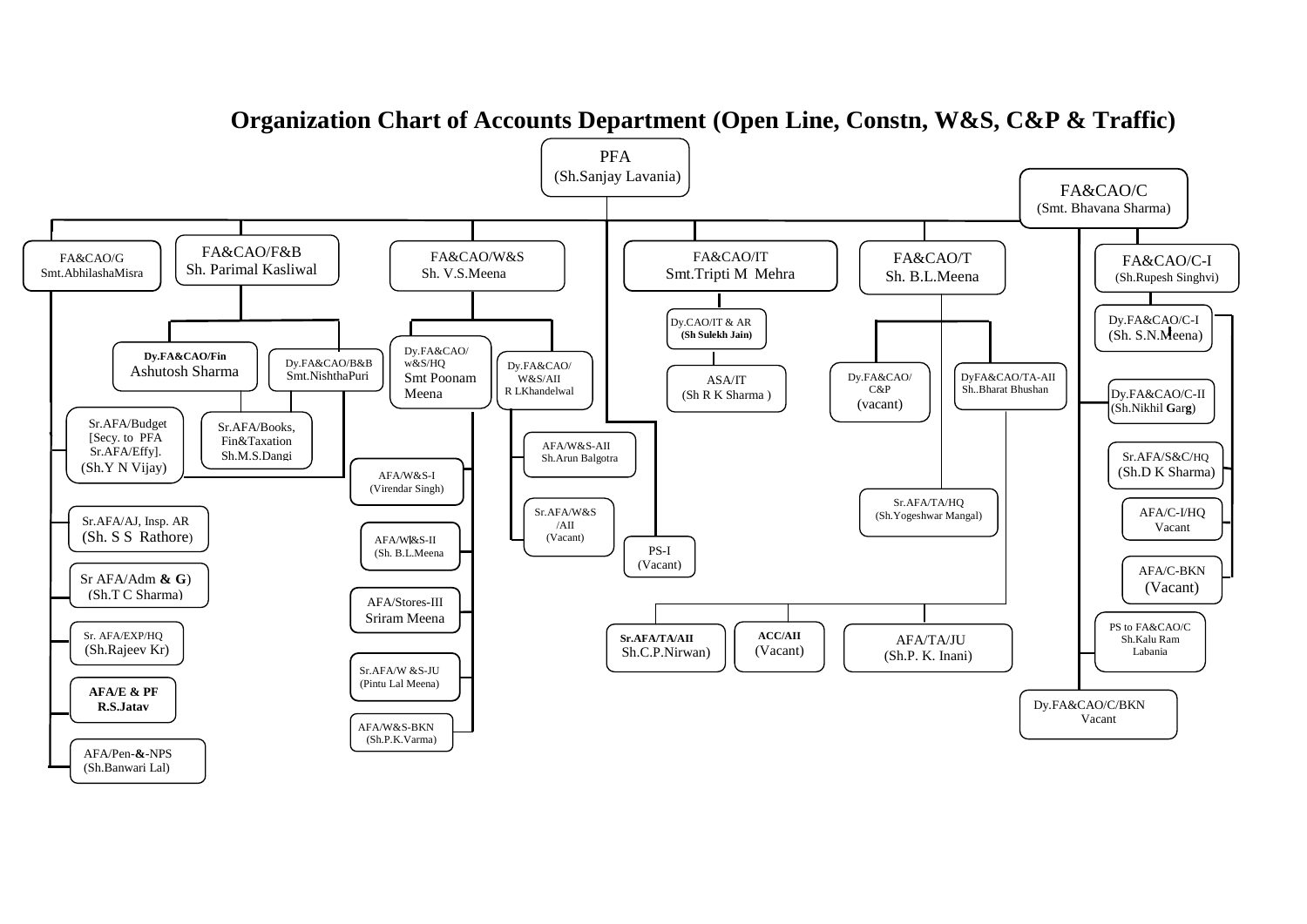# Organization Chart of Accounts Department (Open Line, Constn, W&S, C&P & Traffic)

- **PFA** (Sh.Sanjay Lavania)
  - **FA&CAO/G** Smt.AbhilashaMisra
    - Sr.AFA/AJ, Insp. AR (Sh. S S Rathore)
    - Sr AFA/Adm & G) (Sh.T C Sharma)
    - Sr. AFA/EXP/HQ (Sh.Rajeev Kr)
    - **AFA/E & PF R.S.Jatav**
    - AFA/Pen-&-NPS (Sh.Banwari Lal)
  - **FA&CAO/F&B** Sh. Parimal Kasliwal
    - **Dy.FA&CAO/Fin** Ashutosh Sharma
      - Sr.AFA/Budget [Secy. to PFA Sr.AFA/Effy]. (Sh.Y N Vijay)
    - Dy.FA&CAO/B&B Smt.NishthaPuri
      - Sr.AFA/Books, Fin&Taxation Sh.M.S.Dangi
  - **FA&CAO/W&S** Sh. V.S.Meena
    - Dy.FA&CAO/ w&S/HQ Smt Poonam Meena
      - AFA/W&S-I (Virendar Singh)
      - AFA/W&S-II (Sh. B.L.Meena
      - AFA/Stores-III Sriram Meena
      - Sr.AFA/W &S-JU (Pintu Lal Meena)
      - AFA/W&S-BKN (Sh.P.K.Varma)
    - Dy.FA&CAO/ W&S/AII R LKhandelwal
      - AFA/W&S-AII Sh.Arun Balgotra
      - Sr.AFA/W&S /AII (Vacant)
  - PS-I (Vacant)
  - **FA&CAO/IT** Smt.Tripti M Mehra
    - Dy.CAO/IT & AR (Sh Sulekh Jain)
      - ASA/IT (Sh R K Sharma )
  - **FA&CAO/T** Sh. B.L.Meena
    - Dy.FA&CAO/ C&P (vacant)
    - DyFA&CAO/TA-AII Sh..Bharat Bhushan
    - Sr.AFA/TA/HQ (Sh.Yogeshwar Mangal)
      - Sr.AFA/TA/AII Sh.C.P.Nirwan)
      - ACC/AII (Vacant)
      - AFA/TA/JU (Sh.P. K. Inani)
  - **FA&CAO/C** (Smt. Bhavana Sharma)
    - **FA&CAO/C-I** (Sh.Rupesh Singhvi)
      - Dy.FA&CAO/C-I (Sh. S.N.Meena)
        - Sr.AFA/S&C/HQ (Sh.D K Sharma)
        - AFA/C-I/HQ Vacant
        - AFA/C-BKN (Vacant)
    - Dy.FA&CAO/C-II (Sh.Nikhil Garg)
    - PS to FA&CAO/C Sh.Kalu Ram Labania
    - Dy.FA&CAO/C/BKN Vacant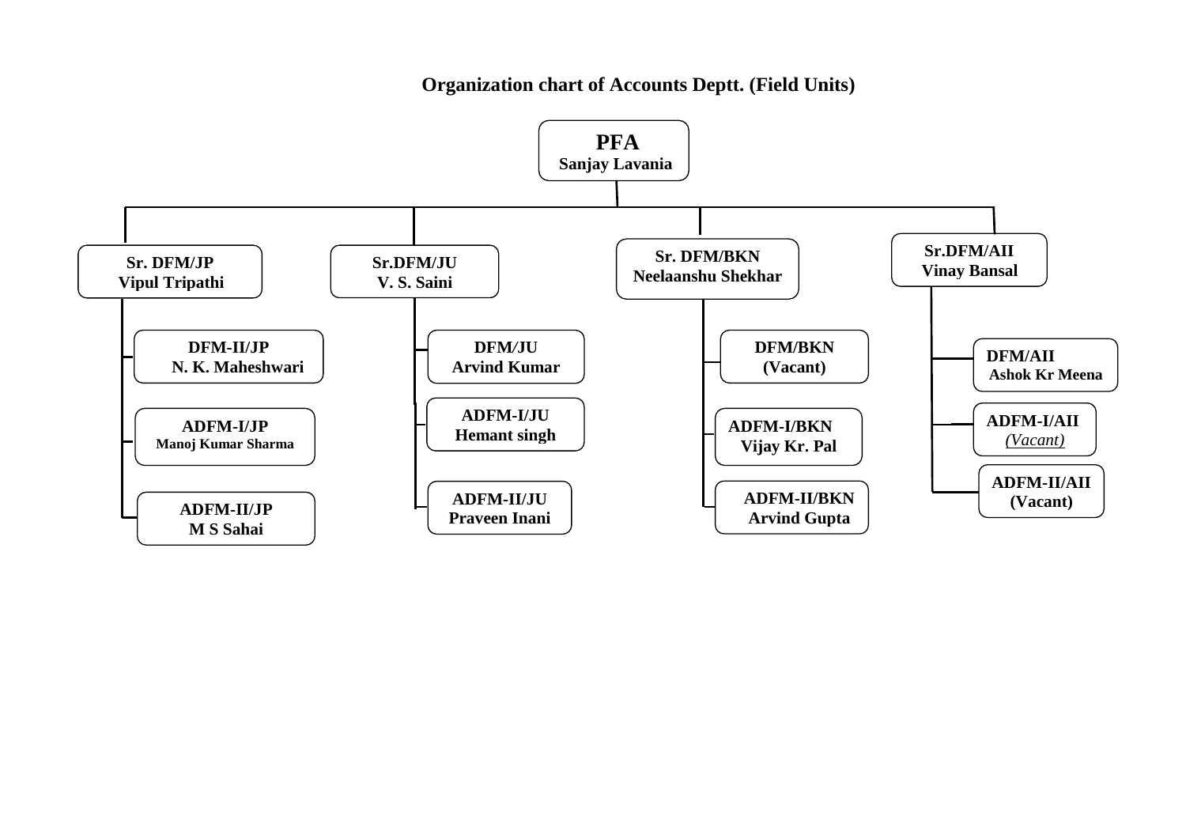# Organization chart of Accounts Deptt. (Field Units)

**PFA**
**Sanjay Lavania**

- **Sr. DFM/JP** – Vipul Tripathi
  - **DFM-II/JP** – N. K. Maheshwari
  - **ADFM-I/JP** – Manoj Kumar Sharma
  - **ADFM-II/JP** – M S Sahai
- **Sr.DFM/JU** – V. S. Saini
  - **DFM/JU** – Arvind Kumar
  - **ADFM-I/JU** – Hemant singh
  - **ADFM-II/JU** – Praveen Inani
- **Sr. DFM/BKN** – Neelaanshu Shekhar
  - **DFM/BKN** – (Vacant)
  - **ADFM-I/BKN** – Vijay Kr. Pal
  - **ADFM-II/BKN** – Arvind Gupta
- **Sr.DFM/AII** – Vinay Bansal
  - **DFM/AII** – Ashok Kr Meena
  - **ADFM-I/AII** – *(Vacant)*
  - **ADFM-II/AII** – (Vacant)